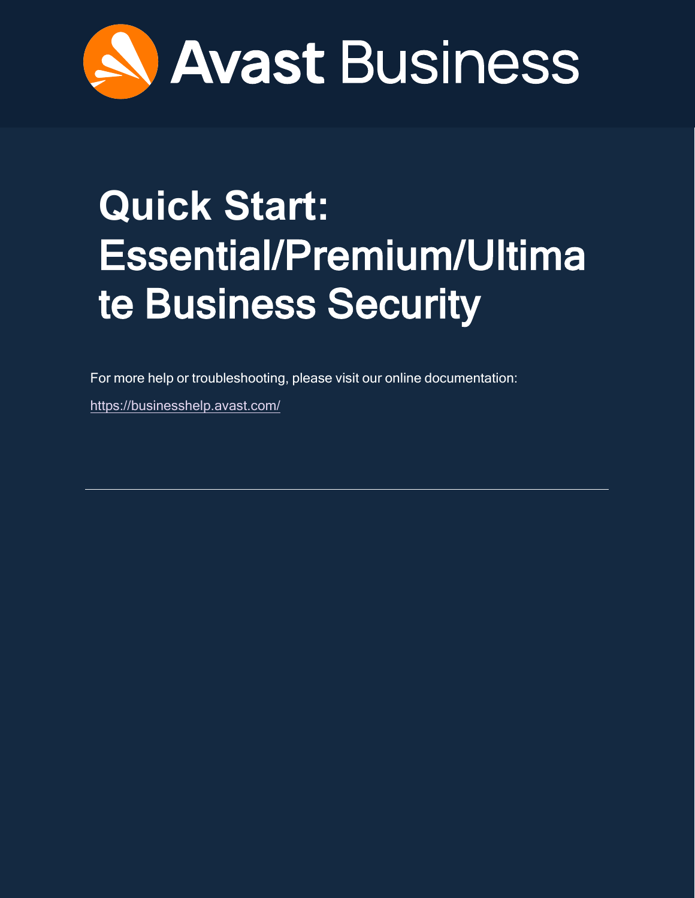Avast Business

# Quick Start: Essential/Premium/Ultimate Business Security

For more help or troubleshooting, please visit our online documentation:

https://businesshelp.avast.com/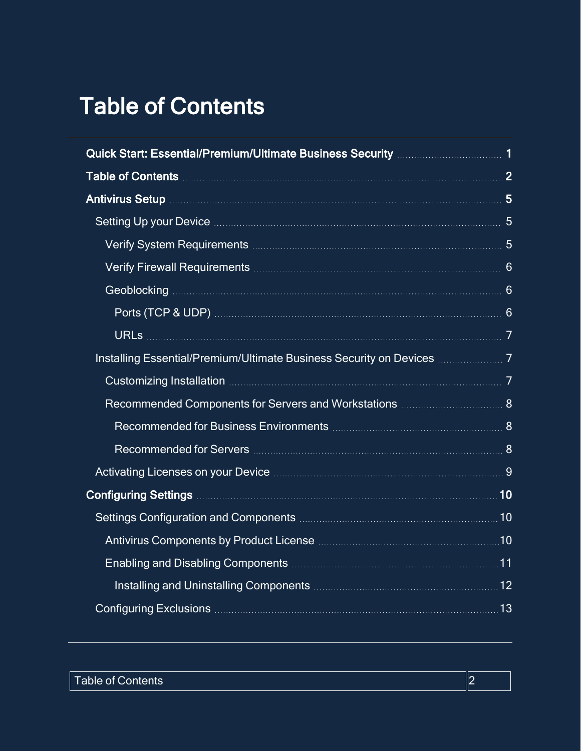# Table of Contents

**Quick Start: Essential/Premium/Ultimate Business Security** ..... 1

**Table of Contents** ..... 2

**Antivirus Setup** ..... 5

- Setting Up your Device ..... 5
  - Verify System Requirements ..... 5
  - Verify Firewall Requirements ..... 6
  - Geoblocking ..... 6
    - Ports (TCP & UDP) ..... 6
    - URLs ..... 7
- Installing Essential/Premium/Ultimate Business Security on Devices ..... 7
  - Customizing Installation ..... 7
  - Recommended Components for Servers and Workstations ..... 8
    - Recommended for Business Environments ..... 8
    - Recommended for Servers ..... 8
- Activating Licenses on your Device ..... 9

**Configuring Settings** ..... 10

- Settings Configuration and Components ..... 10
  - Antivirus Components by Product License ..... 10
  - Enabling and Disabling Components ..... 11
    - Installing and Uninstalling Components ..... 12
- Configuring Exclusions ..... 13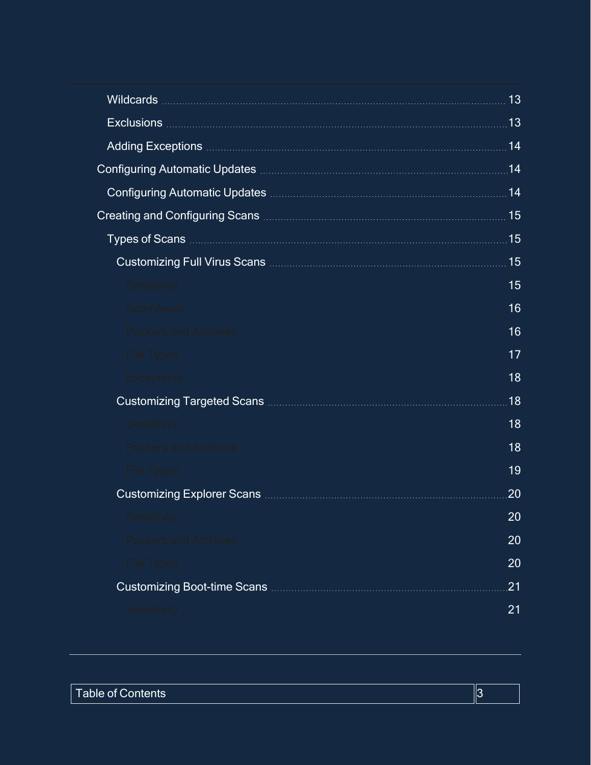- Wildcards ..... 13
- Exclusions ..... 13
- Adding Exceptions ..... 14

Configuring Automatic Updates ..... 14

- Configuring Automatic Updates ..... 14

Creating and Configuring Scans ..... 15

- Types of Scans ..... 15
  - Customizing Full Virus Scans ..... 15
    - Sensitivity ..... 15
    - Scan Areas ..... 16
    - Packers and Archives ..... 16
    - File Types ..... 17
    - Exceptions ..... 18
  - Customizing Targeted Scans ..... 18
    - Sensitivity ..... 18
    - Packers and Archives ..... 18
    - File Types ..... 19
  - Customizing Explorer Scans ..... 20
    - Sensitivity ..... 20
    - Packers and Archives ..... 20
    - File Types ..... 20
  - Customizing Boot-time Scans ..... 21
    - Sensitivity ..... 21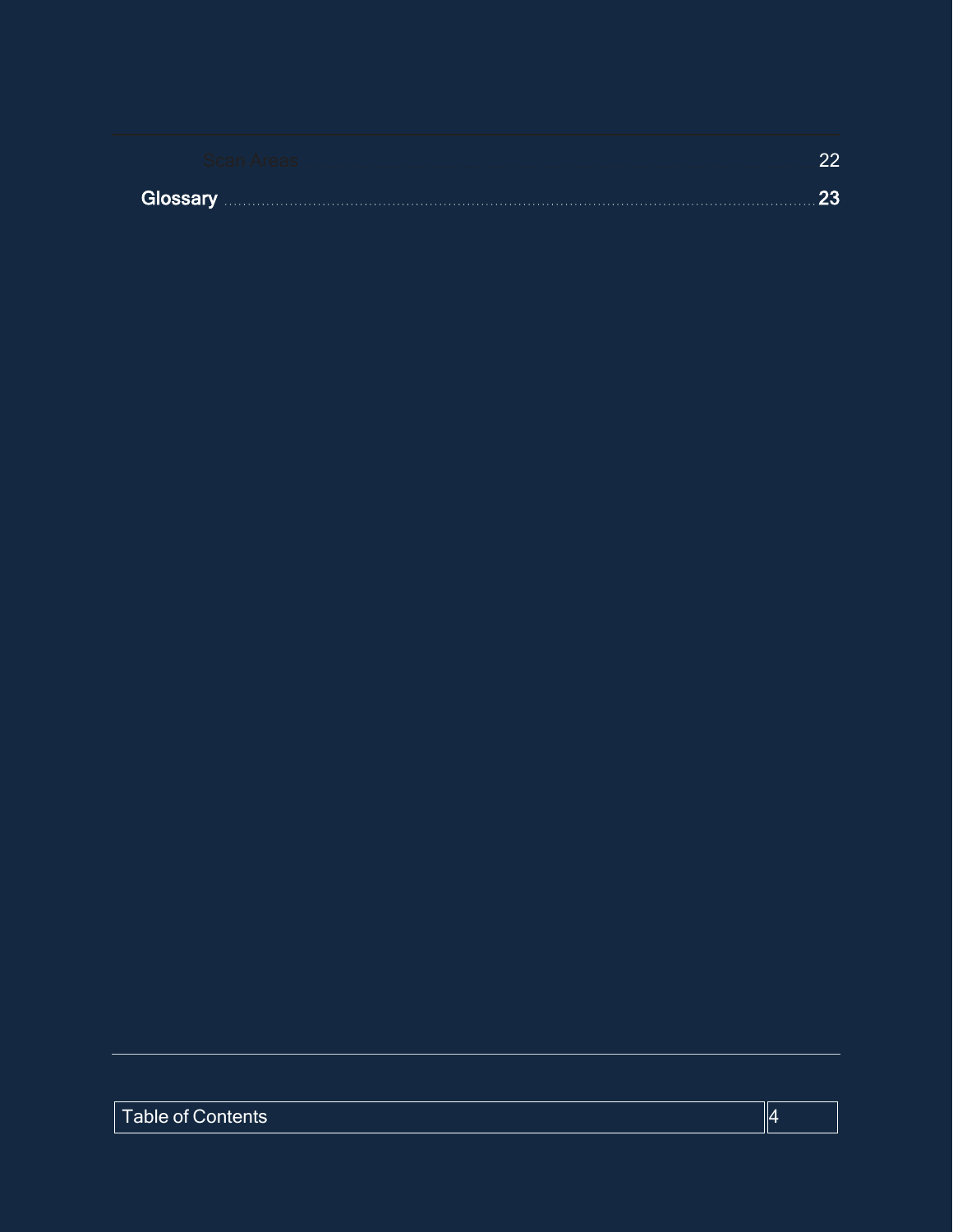Scan Areas 22

**Glossary** 23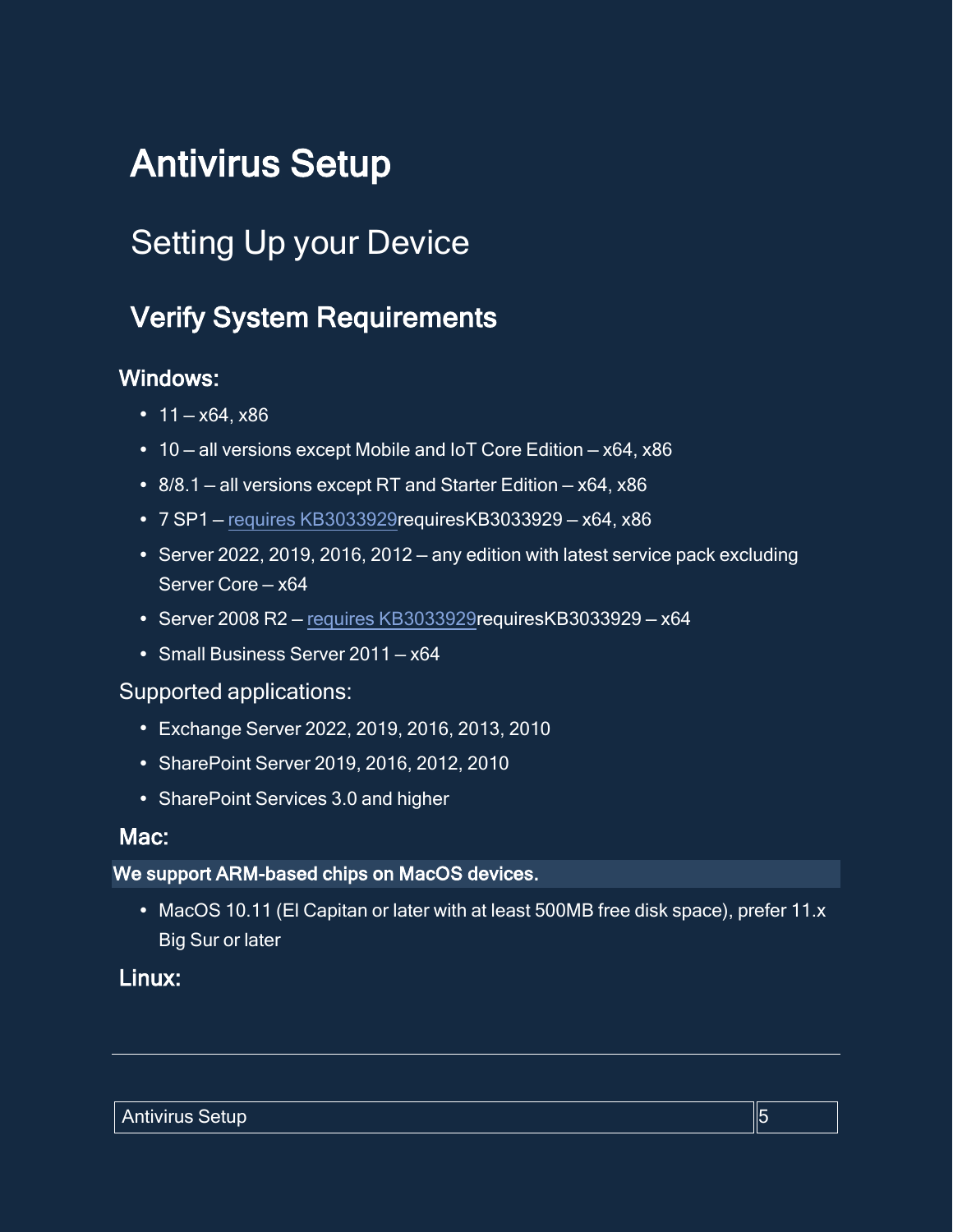# Antivirus Setup

## Setting Up your Device

### Verify System Requirements

#### Windows:

- 11 – x64, x86
- 10 – all versions except Mobile and IoT Core Edition – x64, x86
- 8/8.1 – all versions except RT and Starter Edition – x64, x86
- 7 SP1 – requires KB3033929requiresKB3033929 – x64, x86
- Server 2022, 2019, 2016, 2012 – any edition with latest service pack excluding Server Core – x64
- Server 2008 R2 – requires KB3033929requiresKB3033929 – x64
- Small Business Server 2011 – x64

Supported applications:

- Exchange Server 2022, 2019, 2016, 2013, 2010
- SharePoint Server 2019, 2016, 2012, 2010
- SharePoint Services 3.0 and higher

#### Mac:

**We support ARM-based chips on MacOS devices.**

- MacOS 10.11 (El Capitan or later with at least 500MB free disk space), prefer 11.x Big Sur or later

#### Linux: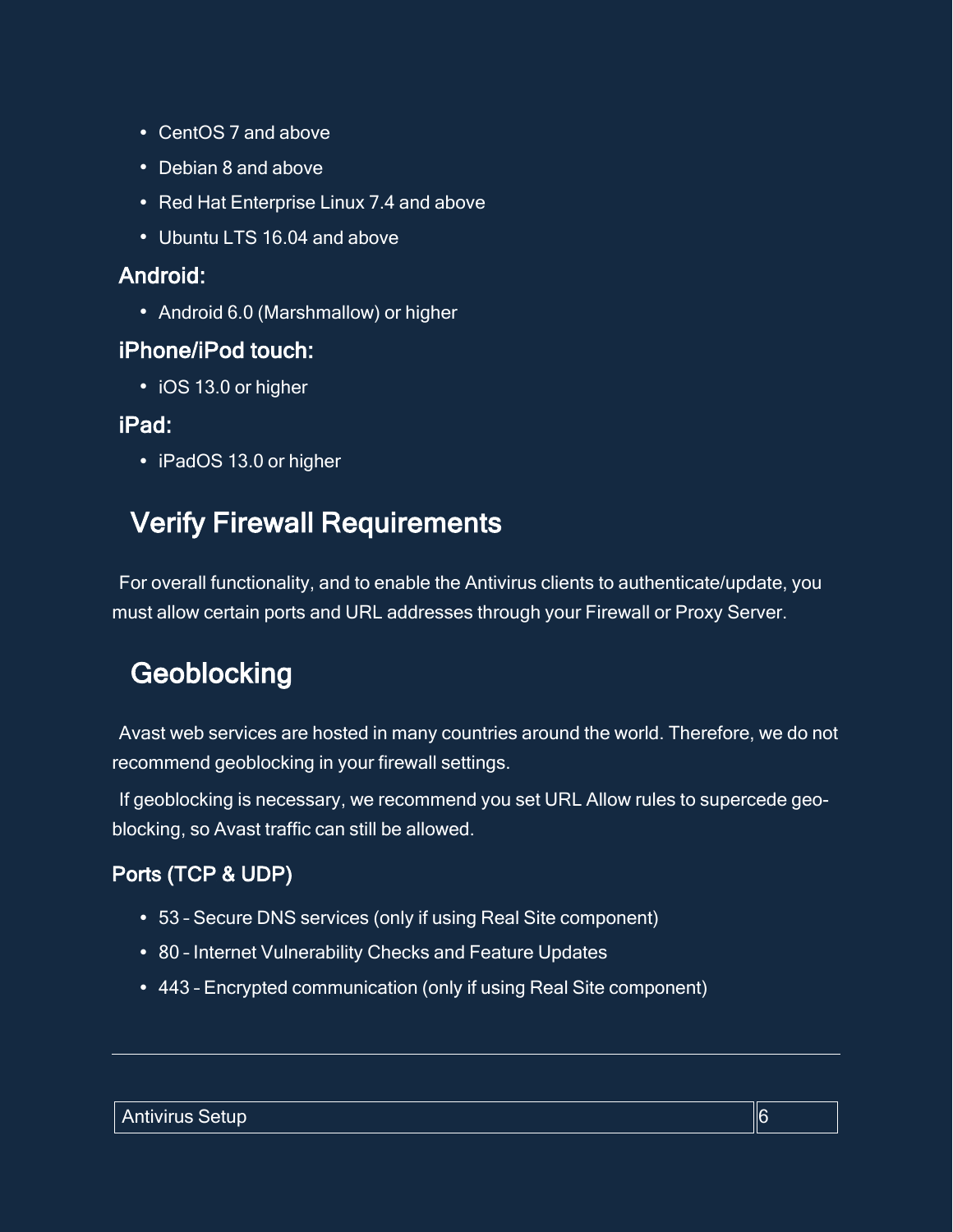- CentOS 7 and above
- Debian 8 and above
- Red Hat Enterprise Linux 7.4 and above
- Ubuntu LTS 16.04 and above

### Android:

- Android 6.0 (Marshmallow) or higher

### iPhone/iPod touch:

- iOS 13.0 or higher

### iPad:

- iPadOS 13.0 or higher

## Verify Firewall Requirements

For overall functionality, and to enable the Antivirus clients to authenticate/update, you must allow certain ports and URL addresses through your Firewall or Proxy Server.

## Geoblocking

Avast web services are hosted in many countries around the world. Therefore, we do not recommend geoblocking in your firewall settings.

If geoblocking is necessary, we recommend you set URL Allow rules to supercede geo-blocking, so Avast traffic can still be allowed.

### Ports (TCP & UDP)

- 53 – Secure DNS services (only if using Real Site component)
- 80 – Internet Vulnerability Checks and Feature Updates
- 443 – Encrypted communication (only if using Real Site component)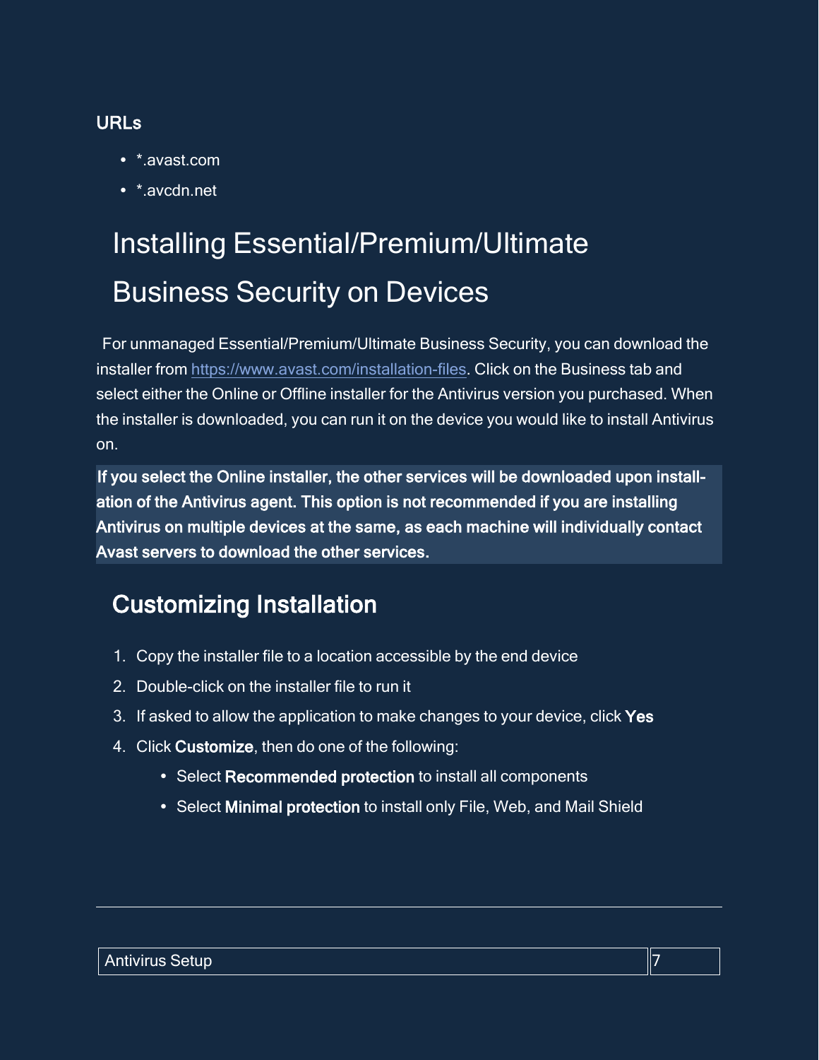### URLs

- *.avast.com
- *.avcdn.net

# Installing Essential/Premium/Ultimate Business Security on Devices

For unmanaged Essential/Premium/Ultimate Business Security, you can download the installer from [https://www.avast.com/installation-files](https://www.avast.com/installation-files). Click on the Business tab and select either the Online or Offline installer for the Antivirus version you purchased. When the installer is downloaded, you can run it on the device you would like to install Antivirus on.

**If you select the Online installer, the other services will be downloaded upon installation of the Antivirus agent. This option is not recommended if you are installing Antivirus on multiple devices at the same, as each machine will individually contact Avast servers to download the other services.**

## Customizing Installation

1. Copy the installer file to a location accessible by the end device
2. Double-click on the installer file to run it
3. If asked to allow the application to make changes to your device, click **Yes**
4. Click **Customize**, then do one of the following:
   - Select **Recommended protection** to install all components
   - Select **Minimal protection** to install only File, Web, and Mail Shield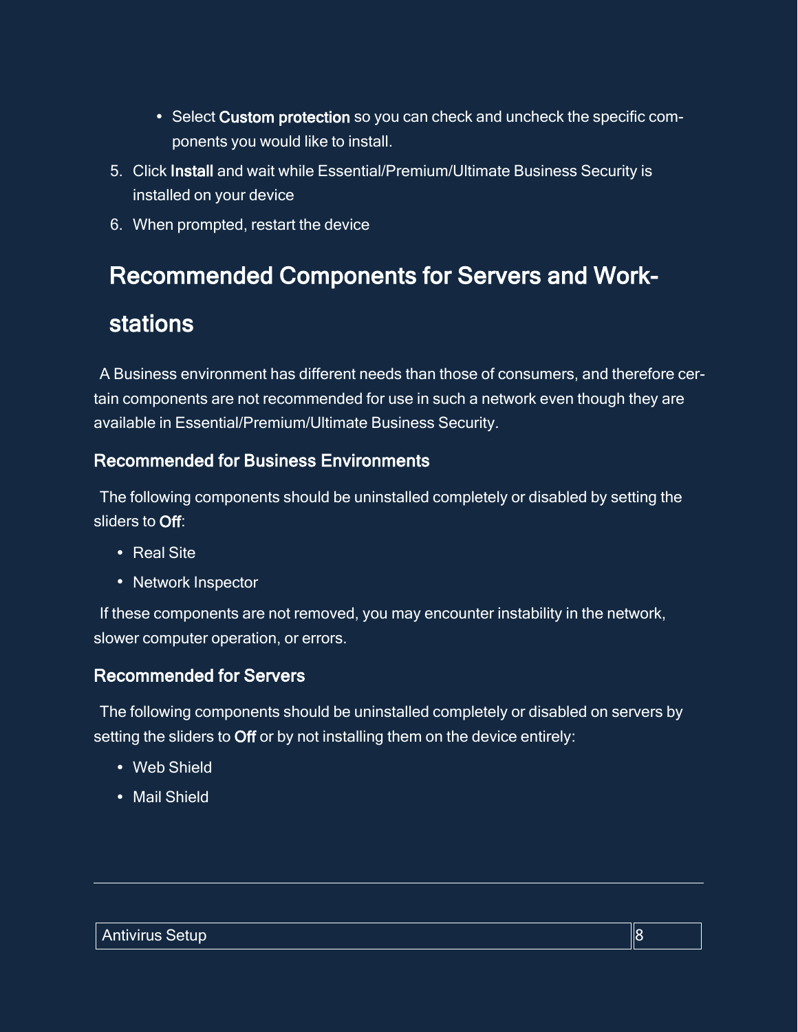- Select **Custom protection** so you can check and uncheck the specific components you would like to install.

5. Click **Install** and wait while Essential/Premium/Ultimate Business Security is installed on your device
6. When prompted, restart the device

## Recommended Components for Servers and Workstations

A Business environment has different needs than those of consumers, and therefore certain components are not recommended for use in such a network even though they are available in Essential/Premium/Ultimate Business Security.

### Recommended for Business Environments

The following components should be uninstalled completely or disabled by setting the sliders to **Off**:

- Real Site
- Network Inspector

If these components are not removed, you may encounter instability in the network, slower computer operation, or errors.

### Recommended for Servers

The following components should be uninstalled completely or disabled on servers by setting the sliders to **Off** or by not installing them on the device entirely:

- Web Shield
- Mail Shield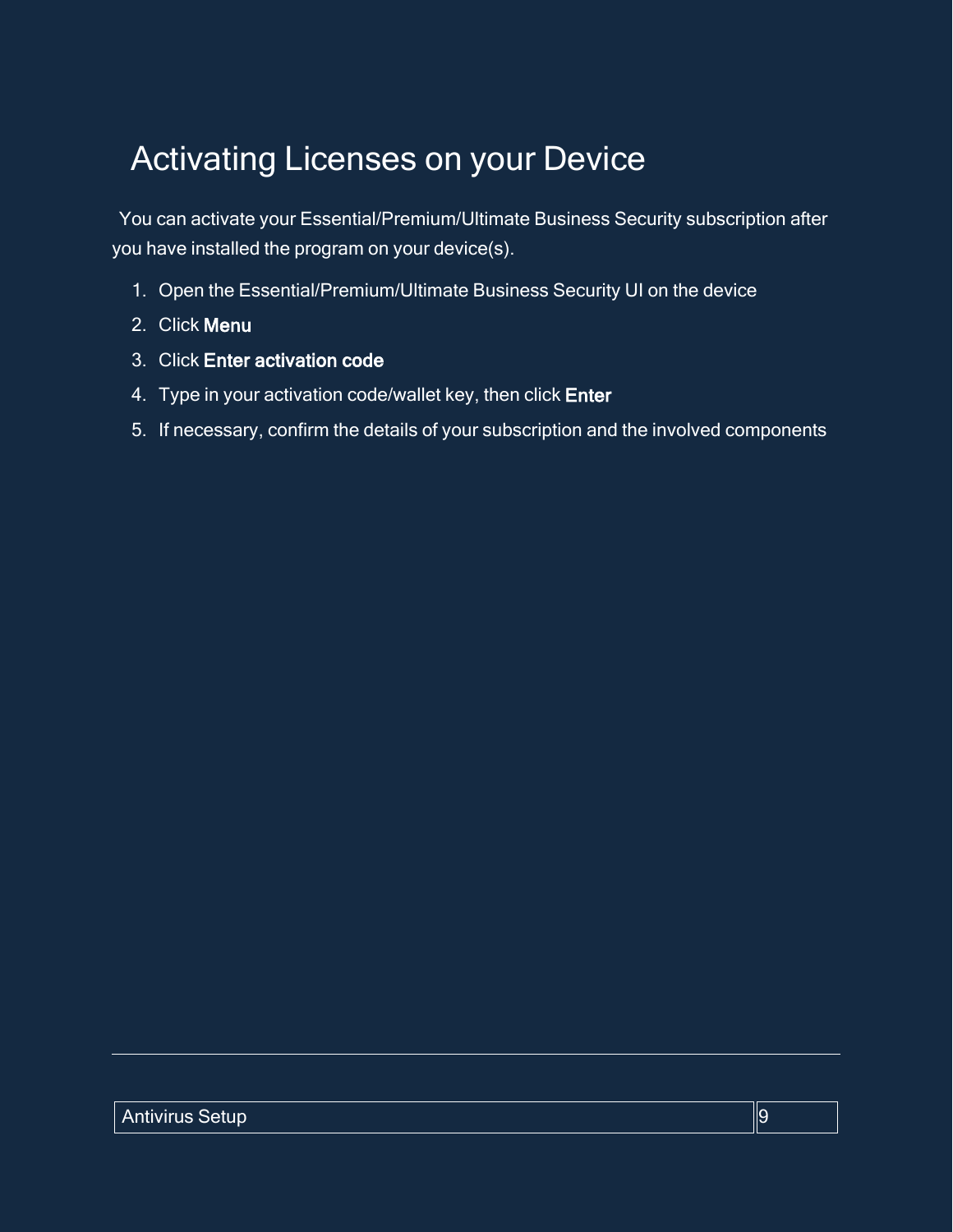# Activating Licenses on your Device

You can activate your Essential/Premium/Ultimate Business Security subscription after you have installed the program on your device(s).

1. Open the Essential/Premium/Ultimate Business Security UI on the device
2. Click **Menu**
3. Click **Enter activation code**
4. Type in your activation code/wallet key, then click **Enter**
5. If necessary, confirm the details of your subscription and the involved components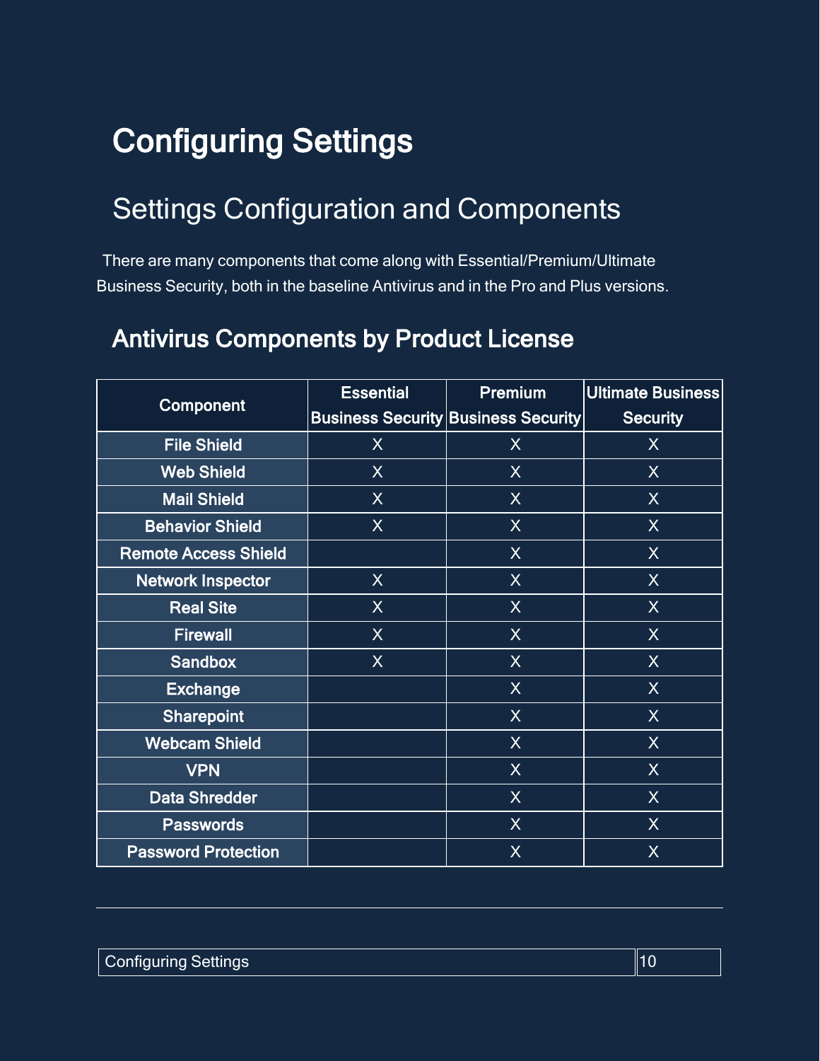# Configuring Settings

## Settings Configuration and Components

There are many components that come along with Essential/Premium/Ultimate Business Security, both in the baseline Antivirus and in the Pro and Plus versions.

### Antivirus Components by Product License

| Component | Essential Business Security | Premium Business Security | Ultimate Business Security |
|---|---|---|---|
| File Shield | X | X | X |
| Web Shield | X | X | X |
| Mail Shield | X | X | X |
| Behavior Shield | X | X | X |
| Remote Access Shield | | X | X |
| Network Inspector | X | X | X |
| Real Site | X | X | X |
| Firewall | X | X | X |
| Sandbox | X | X | X |
| Exchange | | X | X |
| Sharepoint | | X | X |
| Webcam Shield | | X | X |
| VPN | | X | X |
| Data Shredder | | X | X |
| Passwords | | X | X |
| Password Protection | | X | X |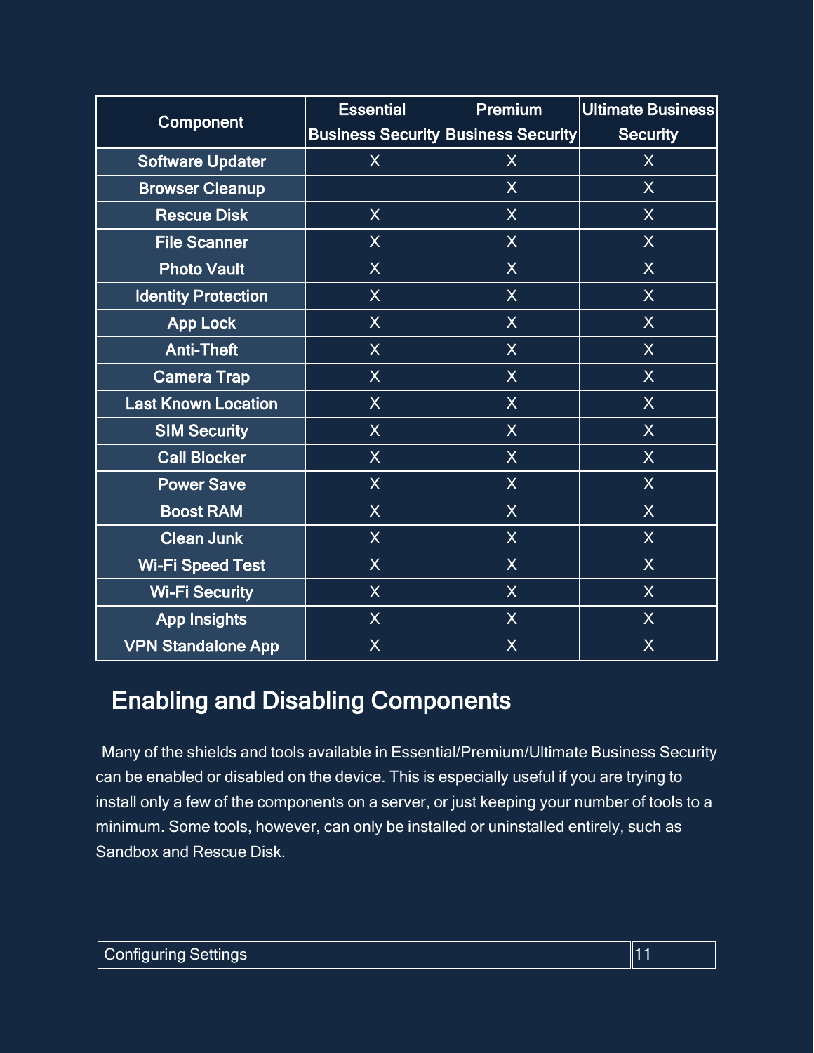| Component | Essential Business Security | Premium Business Security | Ultimate Business Security |
|---|---|---|---|
| Software Updater | X | X | X |
| Browser Cleanup | | X | X |
| Rescue Disk | X | X | X |
| File Scanner | X | X | X |
| Photo Vault | X | X | X |
| Identity Protection | X | X | X |
| App Lock | X | X | X |
| Anti-Theft | X | X | X |
| Camera Trap | X | X | X |
| Last Known Location | X | X | X |
| SIM Security | X | X | X |
| Call Blocker | X | X | X |
| Power Save | X | X | X |
| Boost RAM | X | X | X |
| Clean Junk | X | X | X |
| Wi-Fi Speed Test | X | X | X |
| Wi-Fi Security | X | X | X |
| App Insights | X | X | X |
| VPN Standalone App | X | X | X |

## Enabling and Disabling Components

Many of the shields and tools available in Essential/Premium/Ultimate Business Security can be enabled or disabled on the device. This is especially useful if you are trying to install only a few of the components on a server, or just keeping your number of tools to a minimum. Some tools, however, can only be installed or uninstalled entirely, such as Sandbox and Rescue Disk.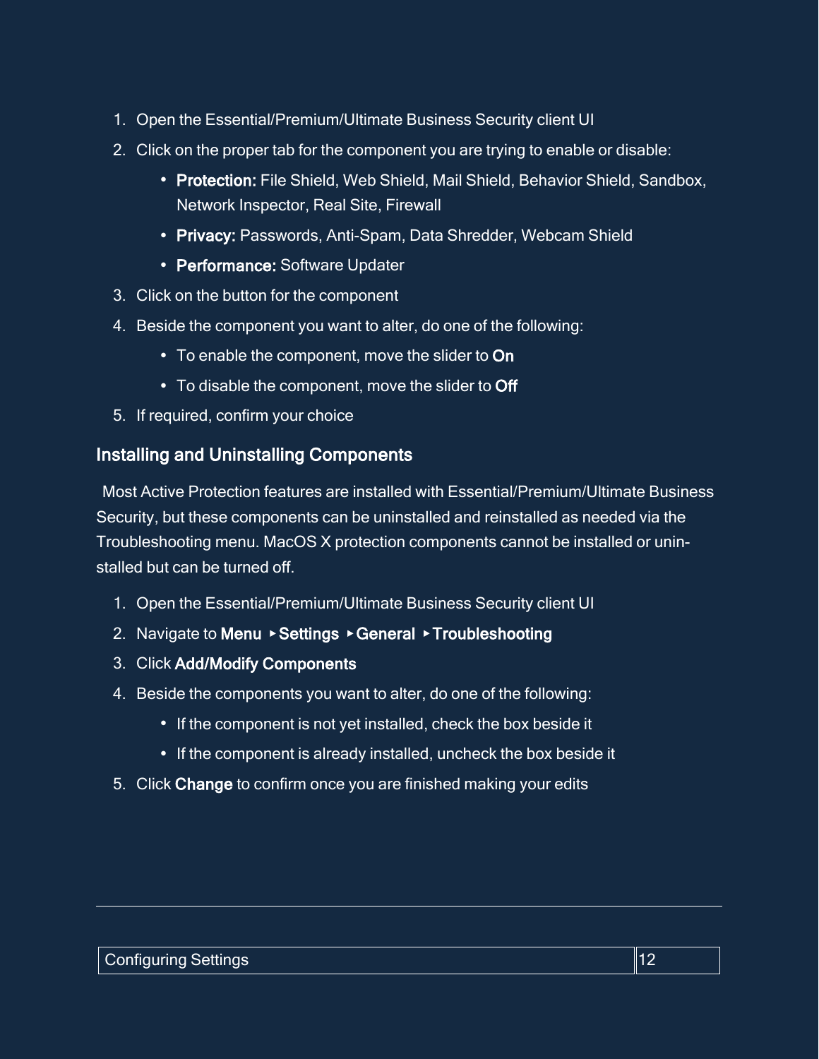1. Open the Essential/Premium/Ultimate Business Security client UI
2. Click on the proper tab for the component you are trying to enable or disable:
   - **Protection:** File Shield, Web Shield, Mail Shield, Behavior Shield, Sandbox, Network Inspector, Real Site, Firewall
   - **Privacy:** Passwords, Anti-Spam, Data Shredder, Webcam Shield
   - **Performance:** Software Updater
3. Click on the button for the component
4. Beside the component you want to alter, do one of the following:
   - To enable the component, move the slider to **On**
   - To disable the component, move the slider to **Off**
5. If required, confirm your choice

## Installing and Uninstalling Components

Most Active Protection features are installed with Essential/Premium/Ultimate Business Security, but these components can be uninstalled and reinstalled as needed via the Troubleshooting menu. MacOS X protection components cannot be installed or uninstalled but can be turned off.

1. Open the Essential/Premium/Ultimate Business Security client UI
2. Navigate to **Menu** ▸ **Settings** ▸ **General** ▸ **Troubleshooting**
3. Click **Add/Modify Components**
4. Beside the components you want to alter, do one of the following:
   - If the component is not yet installed, check the box beside it
   - If the component is already installed, uncheck the box beside it
5. Click **Change** to confirm once you are finished making your edits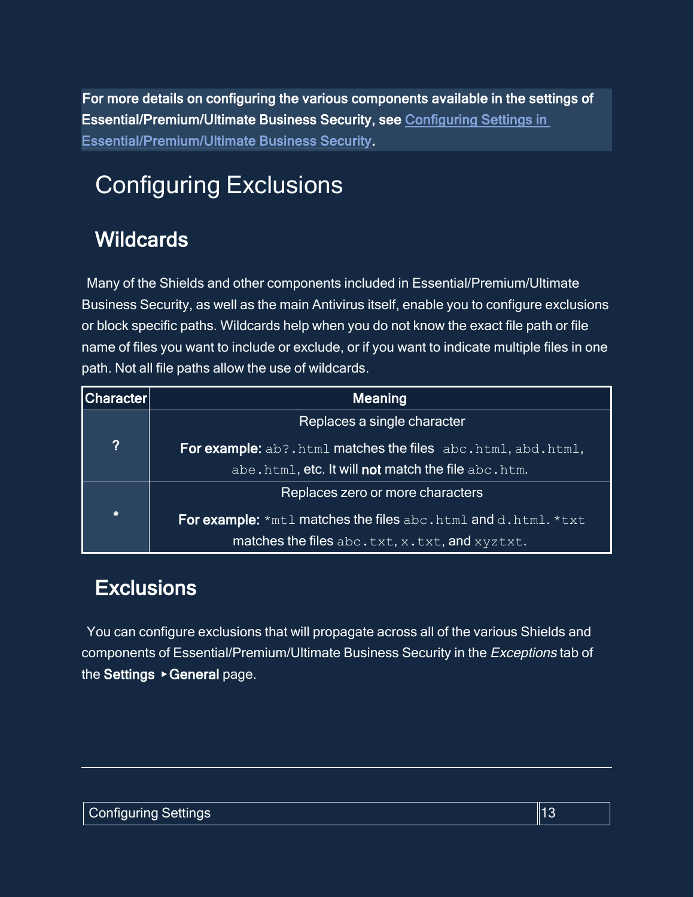**For more details on configuring the various components available in the settings of Essential/Premium/Ultimate Business Security, see Configuring Settings in Essential/Premium/Ultimate Business Security.**

# Configuring Exclusions

## Wildcards

Many of the Shields and other components included in Essential/Premium/Ultimate Business Security, as well as the main Antivirus itself, enable you to configure exclusions or block specific paths. Wildcards help when you do not know the exact file path or file name of files you want to include or exclude, or if you want to indicate multiple files in one path. Not all file paths allow the use of wildcards.

| Character | Meaning |
| --- | --- |
| **?** | Replaces a single character<br><br>**For example:** `ab?.html` matches the files `abc.html`, `abd.html`, `abe.html`, etc. It will **not** match the file `abc.htm`. |
| **\*** | Replaces zero or more characters<br><br>**For example:** `*mtl` matches the files `abc.html` and `d.html`. `*txt` matches the files `abc.txt`, `x.txt`, and `xyztxt`. |

## Exclusions

You can configure exclusions that will propagate across all of the various Shields and components of Essential/Premium/Ultimate Business Security in the *Exceptions* tab of the **Settings** ▸ **General** page.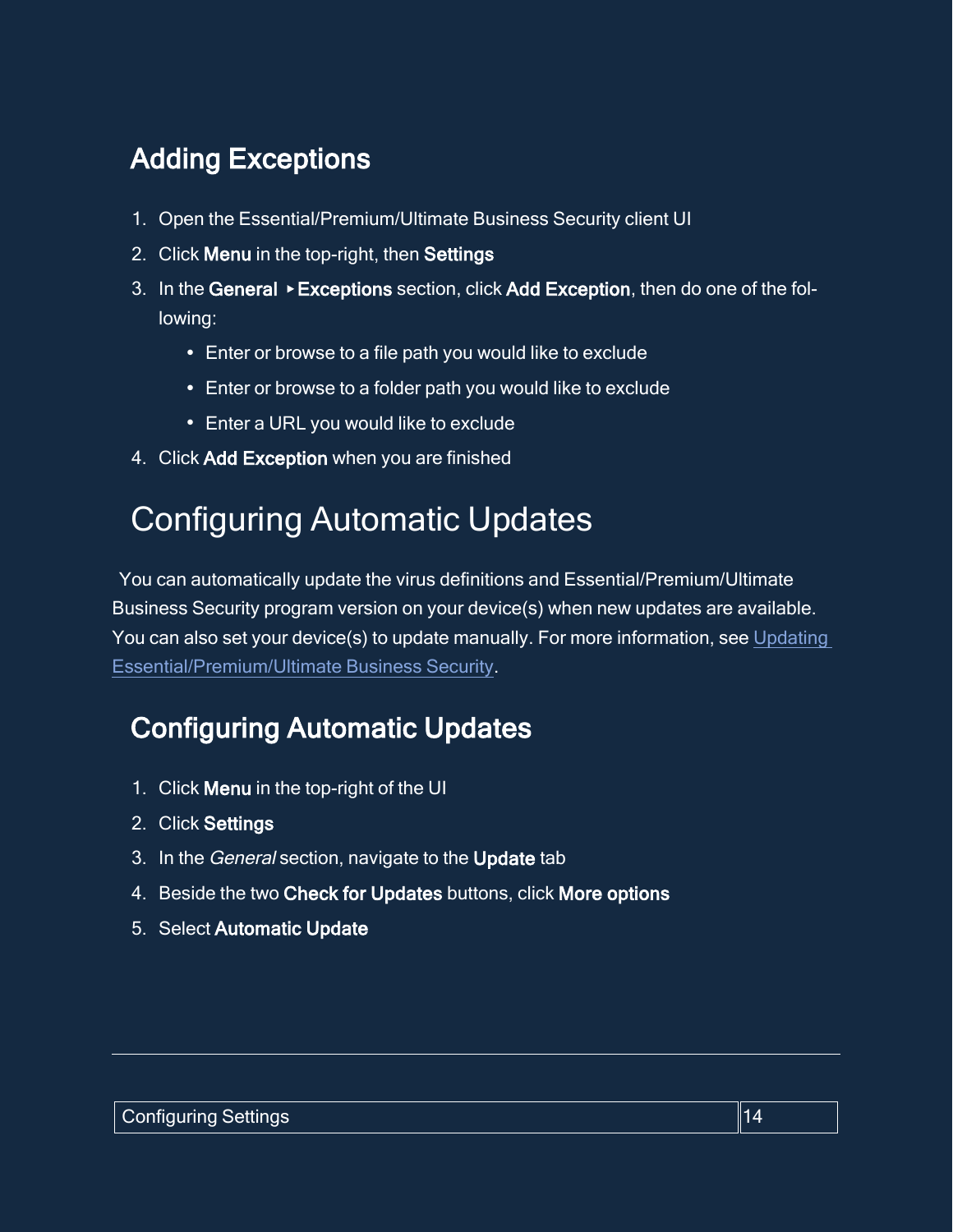## Adding Exceptions

1. Open the Essential/Premium/Ultimate Business Security client UI
2. Click **Menu** in the top-right, then **Settings**
3. In the **General ▸Exceptions** section, click **Add Exception**, then do one of the following:
   - Enter or browse to a file path you would like to exclude
   - Enter or browse to a folder path you would like to exclude
   - Enter a URL you would like to exclude
4. Click **Add Exception** when you are finished

# Configuring Automatic Updates

You can automatically update the virus definitions and Essential/Premium/Ultimate Business Security program version on your device(s) when new updates are available. You can also set your device(s) to update manually. For more information, see Updating Essential/Premium/Ultimate Business Security.

## Configuring Automatic Updates

1. Click **Menu** in the top-right of the UI
2. Click **Settings**
3. In the *General* section, navigate to the **Update** tab
4. Beside the two **Check for Updates** buttons, click **More options**
5. Select **Automatic Update**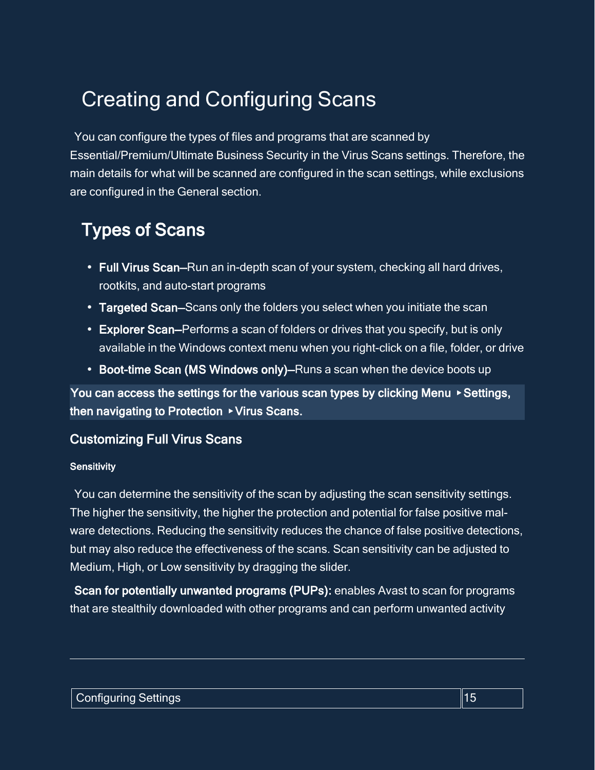# Creating and Configuring Scans

You can configure the types of files and programs that are scanned by Essential/Premium/Ultimate Business Security in the Virus Scans settings. Therefore, the main details for what will be scanned are configured in the scan settings, while exclusions are configured in the General section.

## Types of Scans

- **Full Virus Scan**—Run an in-depth scan of your system, checking all hard drives, rootkits, and auto-start programs
- **Targeted Scan**—Scans only the folders you select when you initiate the scan
- **Explorer Scan**—Performs a scan of folders or drives that you specify, but is only available in the Windows context menu when you right-click on a file, folder, or drive
- **Boot-time Scan (MS Windows only)**—Runs a scan when the device boots up

**You can access the settings for the various scan types by clicking Menu ▸ Settings, then navigating to Protection ▸ Virus Scans.**

### Customizing Full Virus Scans

#### Sensitivity

You can determine the sensitivity of the scan by adjusting the scan sensitivity settings. The higher the sensitivity, the higher the protection and potential for false positive malware detections. Reducing the sensitivity reduces the chance of false positive detections, but may also reduce the effectiveness of the scans. Scan sensitivity can be adjusted to Medium, High, or Low sensitivity by dragging the slider.

**Scan for potentially unwanted programs (PUPs):** enables Avast to scan for programs that are stealthily downloaded with other programs and can perform unwanted activity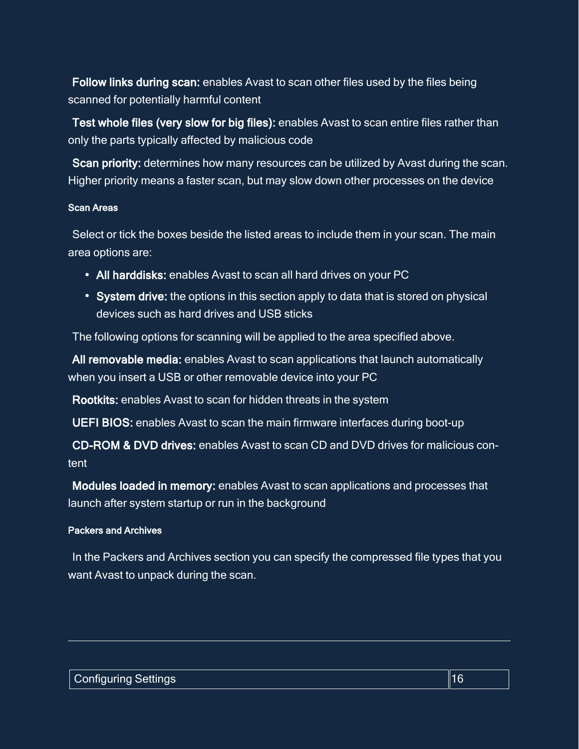**Follow links during scan:** enables Avast to scan other files used by the files being scanned for potentially harmful content

**Test whole files (very slow for big files):** enables Avast to scan entire files rather than only the parts typically affected by malicious code

**Scan priority:** determines how many resources can be utilized by Avast during the scan. Higher priority means a faster scan, but may slow down other processes on the device

#### Scan Areas

Select or tick the boxes beside the listed areas to include them in your scan. The main area options are:

- **All harddisks:** enables Avast to scan all hard drives on your PC
- **System drive:** the options in this section apply to data that is stored on physical devices such as hard drives and USB sticks

The following options for scanning will be applied to the area specified above.

**All removable media:** enables Avast to scan applications that launch automatically when you insert a USB or other removable device into your PC

**Rootkits:** enables Avast to scan for hidden threats in the system

**UEFI BIOS:** enables Avast to scan the main firmware interfaces during boot-up

**CD-ROM & DVD drives:** enables Avast to scan CD and DVD drives for malicious content

**Modules loaded in memory:** enables Avast to scan applications and processes that launch after system startup or run in the background

#### Packers and Archives

In the Packers and Archives section you can specify the compressed file types that you want Avast to unpack during the scan.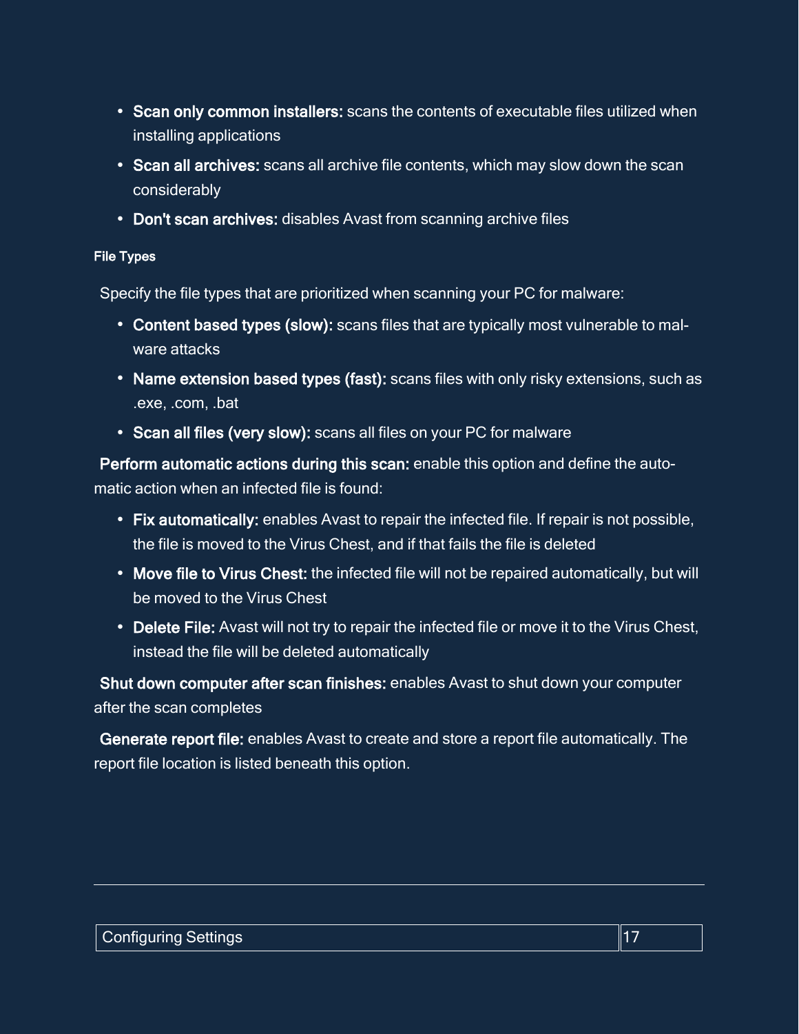- **Scan only common installers:** scans the contents of executable files utilized when installing applications
- **Scan all archives:** scans all archive file contents, which may slow down the scan considerably
- **Don't scan archives:** disables Avast from scanning archive files

#### File Types

Specify the file types that are prioritized when scanning your PC for malware:

- **Content based types (slow):** scans files that are typically most vulnerable to malware attacks
- **Name extension based types (fast):** scans files with only risky extensions, such as .exe, .com, .bat
- **Scan all files (very slow):** scans all files on your PC for malware

**Perform automatic actions during this scan:** enable this option and define the automatic action when an infected file is found:

- **Fix automatically:** enables Avast to repair the infected file. If repair is not possible, the file is moved to the Virus Chest, and if that fails the file is deleted
- **Move file to Virus Chest:** the infected file will not be repaired automatically, but will be moved to the Virus Chest
- **Delete File:** Avast will not try to repair the infected file or move it to the Virus Chest, instead the file will be deleted automatically

**Shut down computer after scan finishes:** enables Avast to shut down your computer after the scan completes

**Generate report file:** enables Avast to create and store a report file automatically. The report file location is listed beneath this option.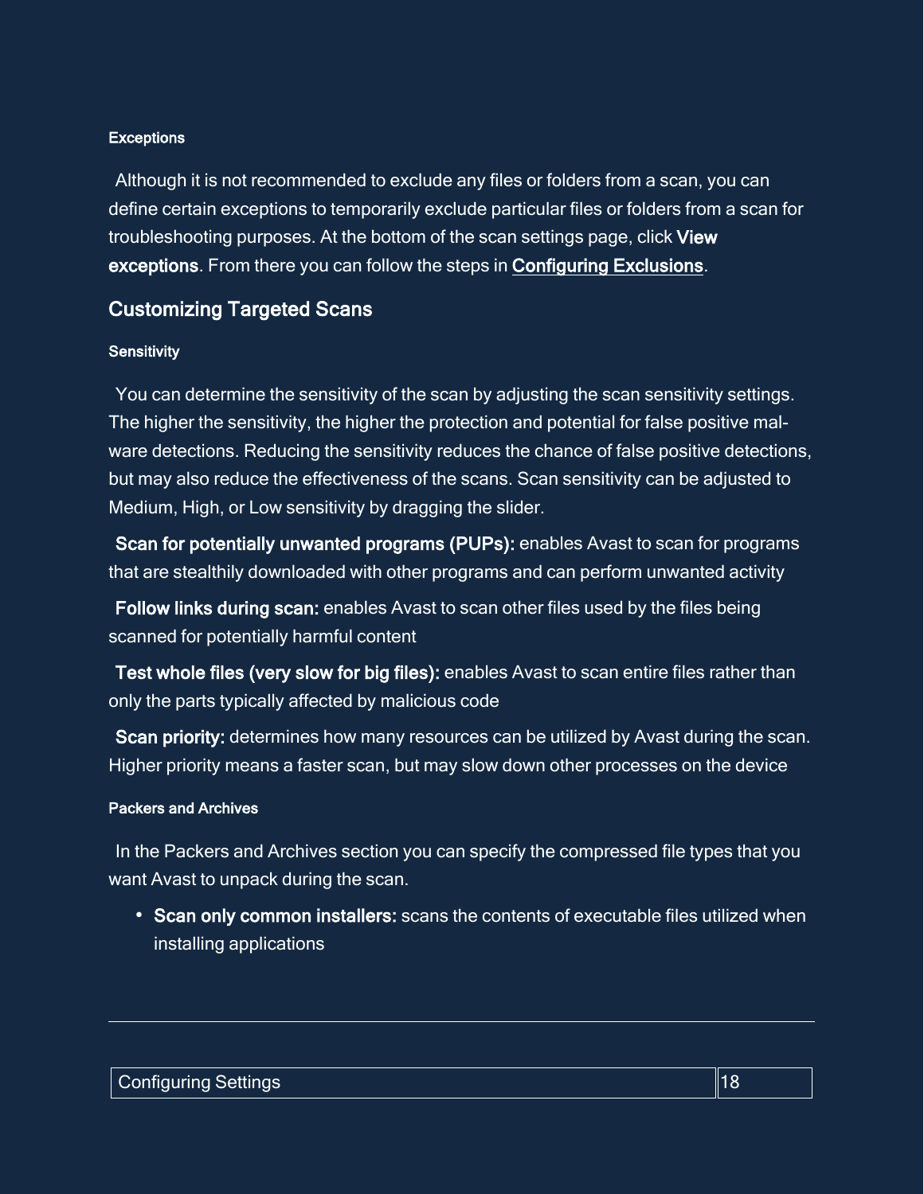#### Exceptions

Although it is not recommended to exclude any files or folders from a scan, you can define certain exceptions to temporarily exclude particular files or folders from a scan for troubleshooting purposes. At the bottom of the scan settings page, click **View exceptions**. From there you can follow the steps in **Configuring Exclusions**.

### Customizing Targeted Scans

#### Sensitivity

You can determine the sensitivity of the scan by adjusting the scan sensitivity settings. The higher the sensitivity, the higher the protection and potential for false positive malware detections. Reducing the sensitivity reduces the chance of false positive detections, but may also reduce the effectiveness of the scans. Scan sensitivity can be adjusted to Medium, High, or Low sensitivity by dragging the slider.

**Scan for potentially unwanted programs (PUPs):** enables Avast to scan for programs that are stealthily downloaded with other programs and can perform unwanted activity

**Follow links during scan:** enables Avast to scan other files used by the files being scanned for potentially harmful content

**Test whole files (very slow for big files):** enables Avast to scan entire files rather than only the parts typically affected by malicious code

**Scan priority:** determines how many resources can be utilized by Avast during the scan. Higher priority means a faster scan, but may slow down other processes on the device

#### Packers and Archives

In the Packers and Archives section you can specify the compressed file types that you want Avast to unpack during the scan.

- **Scan only common installers:** scans the contents of executable files utilized when installing applications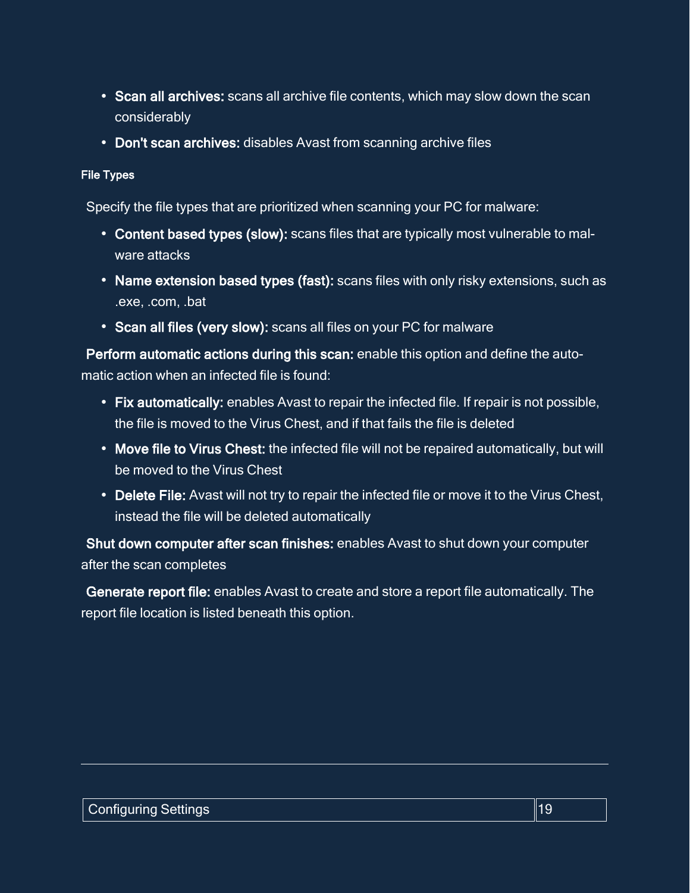- **Scan all archives:** scans all archive file contents, which may slow down the scan considerably
- **Don't scan archives:** disables Avast from scanning archive files

#### File Types

Specify the file types that are prioritized when scanning your PC for malware:

- **Content based types (slow):** scans files that are typically most vulnerable to malware attacks
- **Name extension based types (fast):** scans files with only risky extensions, such as .exe, .com, .bat
- **Scan all files (very slow):** scans all files on your PC for malware

**Perform automatic actions during this scan:** enable this option and define the automatic action when an infected file is found:

- **Fix automatically:** enables Avast to repair the infected file. If repair is not possible, the file is moved to the Virus Chest, and if that fails the file is deleted
- **Move file to Virus Chest:** the infected file will not be repaired automatically, but will be moved to the Virus Chest
- **Delete File:** Avast will not try to repair the infected file or move it to the Virus Chest, instead the file will be deleted automatically

**Shut down computer after scan finishes:** enables Avast to shut down your computer after the scan completes

**Generate report file:** enables Avast to create and store a report file automatically. The report file location is listed beneath this option.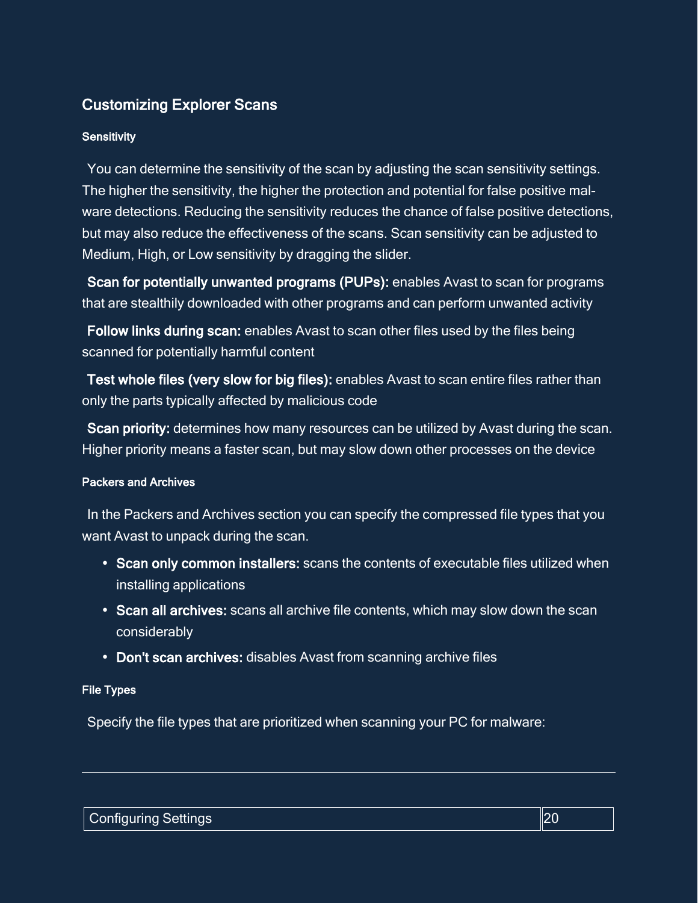## Customizing Explorer Scans

#### Sensitivity

You can determine the sensitivity of the scan by adjusting the scan sensitivity settings. The higher the sensitivity, the higher the protection and potential for false positive malware detections. Reducing the sensitivity reduces the chance of false positive detections, but may also reduce the effectiveness of the scans. Scan sensitivity can be adjusted to Medium, High, or Low sensitivity by dragging the slider.

**Scan for potentially unwanted programs (PUPs):** enables Avast to scan for programs that are stealthily downloaded with other programs and can perform unwanted activity

**Follow links during scan:** enables Avast to scan other files used by the files being scanned for potentially harmful content

**Test whole files (very slow for big files):** enables Avast to scan entire files rather than only the parts typically affected by malicious code

**Scan priority:** determines how many resources can be utilized by Avast during the scan. Higher priority means a faster scan, but may slow down other processes on the device

#### Packers and Archives

In the Packers and Archives section you can specify the compressed file types that you want Avast to unpack during the scan.

- **Scan only common installers:** scans the contents of executable files utilized when installing applications
- **Scan all archives:** scans all archive file contents, which may slow down the scan considerably
- **Don't scan archives:** disables Avast from scanning archive files

#### File Types

Specify the file types that are prioritized when scanning your PC for malware: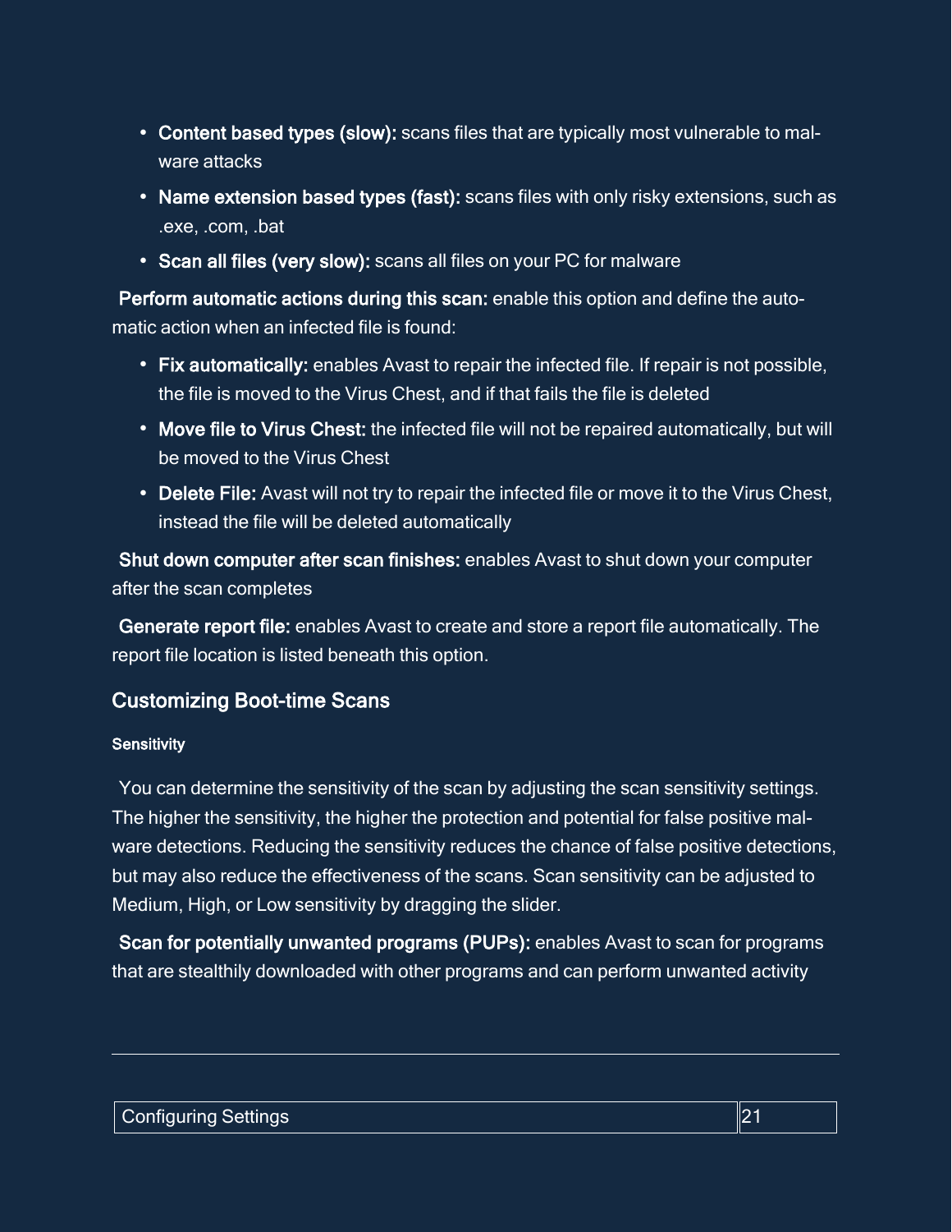- **Content based types (slow):** scans files that are typically most vulnerable to malware attacks
- **Name extension based types (fast):** scans files with only risky extensions, such as .exe, .com, .bat
- **Scan all files (very slow):** scans all files on your PC for malware

**Perform automatic actions during this scan:** enable this option and define the automatic action when an infected file is found:

- **Fix automatically:** enables Avast to repair the infected file. If repair is not possible, the file is moved to the Virus Chest, and if that fails the file is deleted
- **Move file to Virus Chest:** the infected file will not be repaired automatically, but will be moved to the Virus Chest
- **Delete File:** Avast will not try to repair the infected file or move it to the Virus Chest, instead the file will be deleted automatically

**Shut down computer after scan finishes:** enables Avast to shut down your computer after the scan completes

**Generate report file:** enables Avast to create and store a report file automatically. The report file location is listed beneath this option.

## Customizing Boot-time Scans

#### Sensitivity

You can determine the sensitivity of the scan by adjusting the scan sensitivity settings. The higher the sensitivity, the higher the protection and potential for false positive malware detections. Reducing the sensitivity reduces the chance of false positive detections, but may also reduce the effectiveness of the scans. Scan sensitivity can be adjusted to Medium, High, or Low sensitivity by dragging the slider.

**Scan for potentially unwanted programs (PUPs):** enables Avast to scan for programs that are stealthily downloaded with other programs and can perform unwanted activity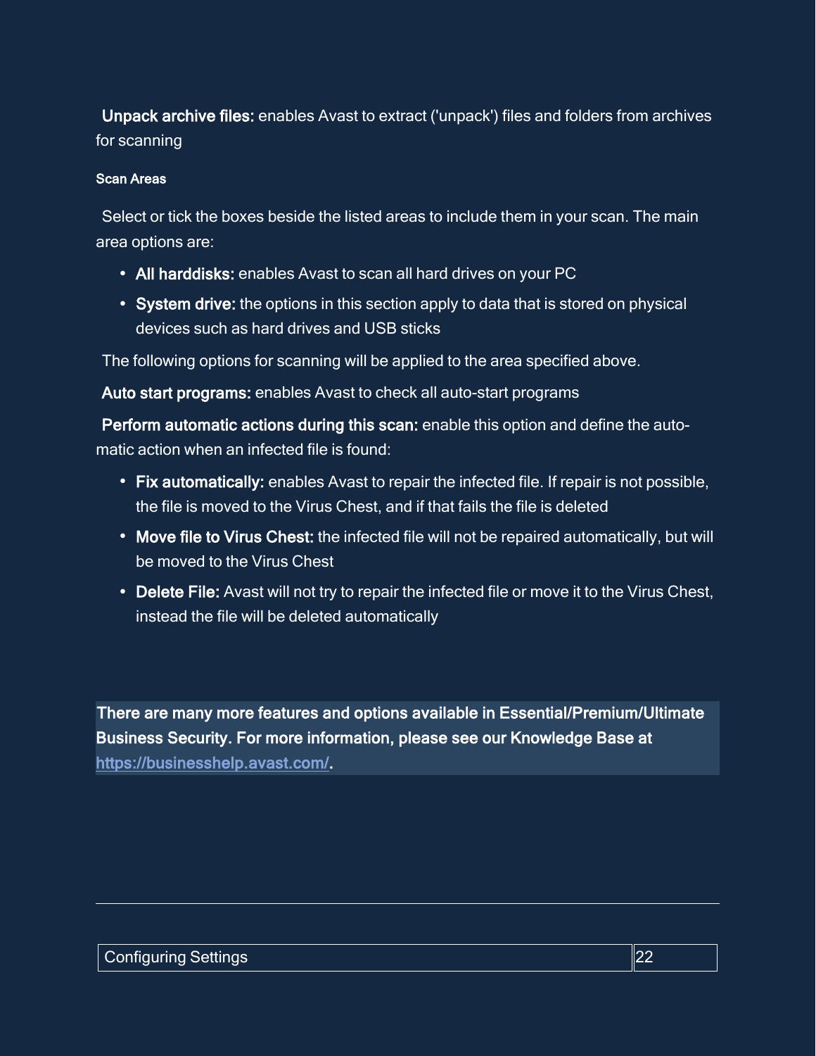**Unpack archive files:** enables Avast to extract ('unpack') files and folders from archives for scanning

#### Scan Areas

Select or tick the boxes beside the listed areas to include them in your scan. The main area options are:

- **All harddisks:** enables Avast to scan all hard drives on your PC
- **System drive:** the options in this section apply to data that is stored on physical devices such as hard drives and USB sticks

The following options for scanning will be applied to the area specified above.

**Auto start programs:** enables Avast to check all auto-start programs

**Perform automatic actions during this scan:** enable this option and define the automatic action when an infected file is found:

- **Fix automatically:** enables Avast to repair the infected file. If repair is not possible, the file is moved to the Virus Chest, and if that fails the file is deleted
- **Move file to Virus Chest:** the infected file will not be repaired automatically, but will be moved to the Virus Chest
- **Delete File:** Avast will not try to repair the infected file or move it to the Virus Chest, instead the file will be deleted automatically

**There are many more features and options available in Essential/Premium/Ultimate Business Security. For more information, please see our Knowledge Base at [https://businesshelp.avast.com/](https://businesshelp.avast.com/).**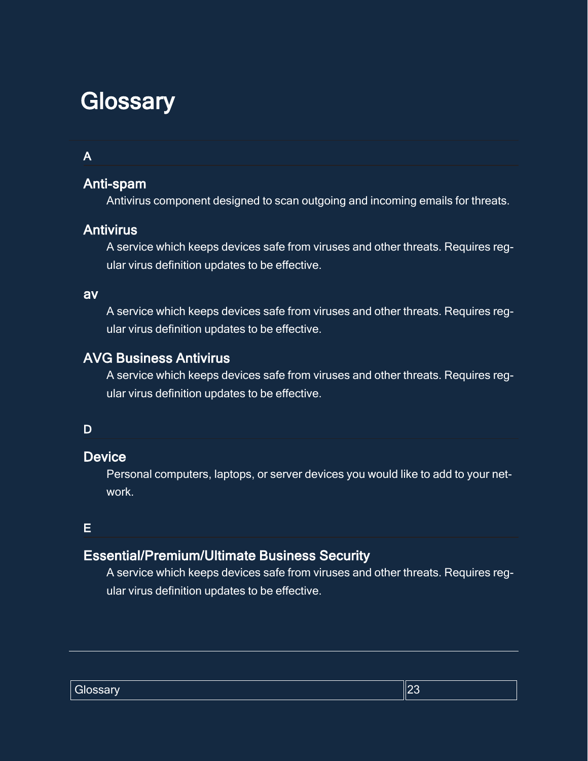# Glossary

## A

### Anti-spam

Antivirus component designed to scan outgoing and incoming emails for threats.

### Antivirus

A service which keeps devices safe from viruses and other threats. Requires regular virus definition updates to be effective.

### av

A service which keeps devices safe from viruses and other threats. Requires regular virus definition updates to be effective.

### AVG Business Antivirus

A service which keeps devices safe from viruses and other threats. Requires regular virus definition updates to be effective.

## D

### Device

Personal computers, laptops, or server devices you would like to add to your network.

## E

### Essential/Premium/Ultimate Business Security

A service which keeps devices safe from viruses and other threats. Requires regular virus definition updates to be effective.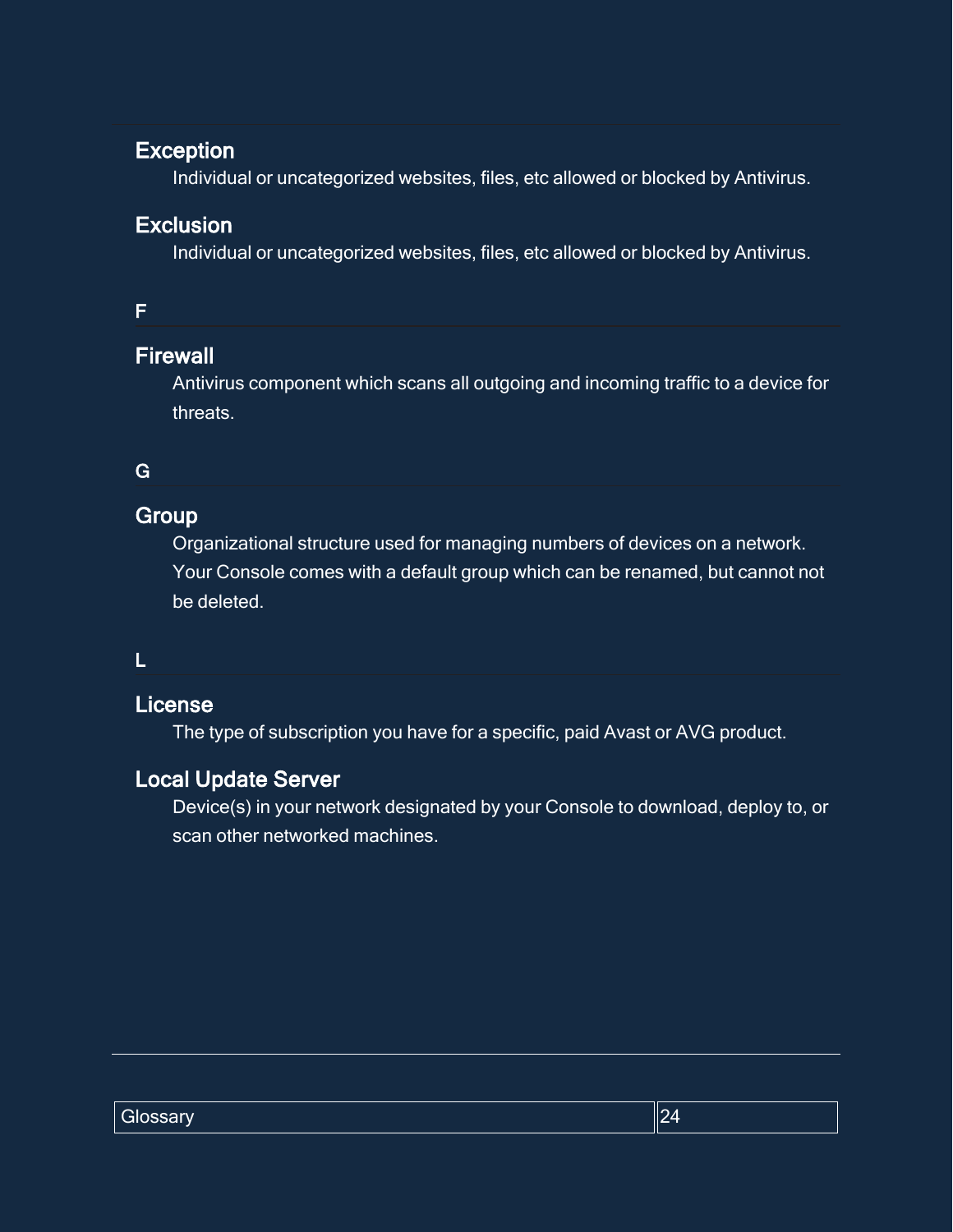### Exception

Individual or uncategorized websites, files, etc allowed or blocked by Antivirus.

### Exclusion

Individual or uncategorized websites, files, etc allowed or blocked by Antivirus.

## F

### Firewall

Antivirus component which scans all outgoing and incoming traffic to a device for threats.

## G

### Group

Organizational structure used for managing numbers of devices on a network. Your Console comes with a default group which can be renamed, but cannot not be deleted.

## L

### License

The type of subscription you have for a specific, paid Avast or AVG product.

### Local Update Server

Device(s) in your network designated by your Console to download, deploy to, or scan other networked machines.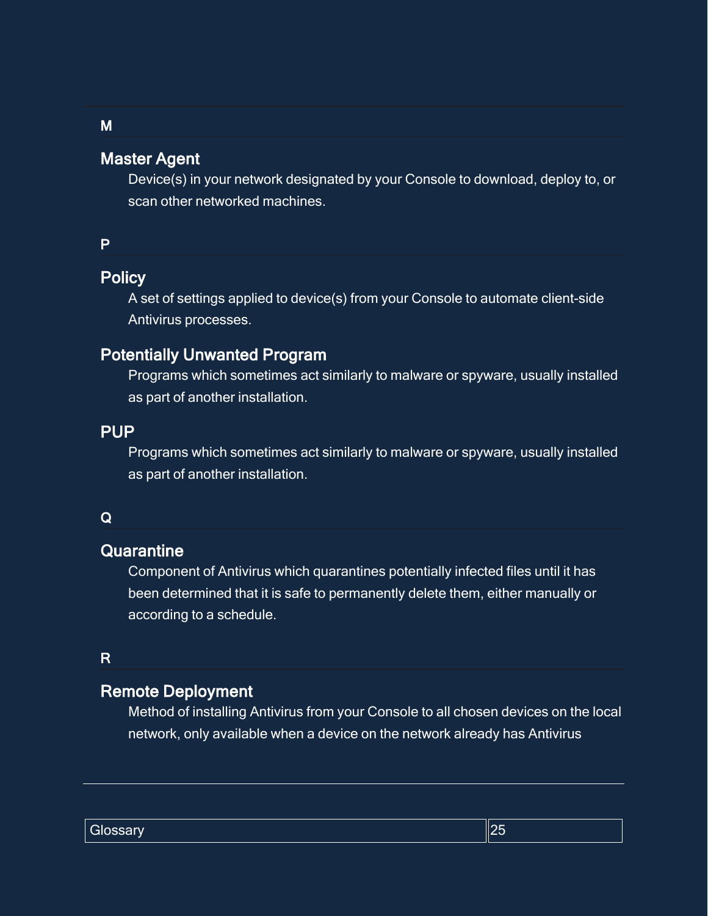## M

### Master Agent

Device(s) in your network designated by your Console to download, deploy to, or scan other networked machines.

## P

### Policy

A set of settings applied to device(s) from your Console to automate client-side Antivirus processes.

### Potentially Unwanted Program

Programs which sometimes act similarly to malware or spyware, usually installed as part of another installation.

### PUP

Programs which sometimes act similarly to malware or spyware, usually installed as part of another installation.

## Q

### Quarantine

Component of Antivirus which quarantines potentially infected files until it has been determined that it is safe to permanently delete them, either manually or according to a schedule.

## R

### Remote Deployment

Method of installing Antivirus from your Console to all chosen devices on the local network, only available when a device on the network already has Antivirus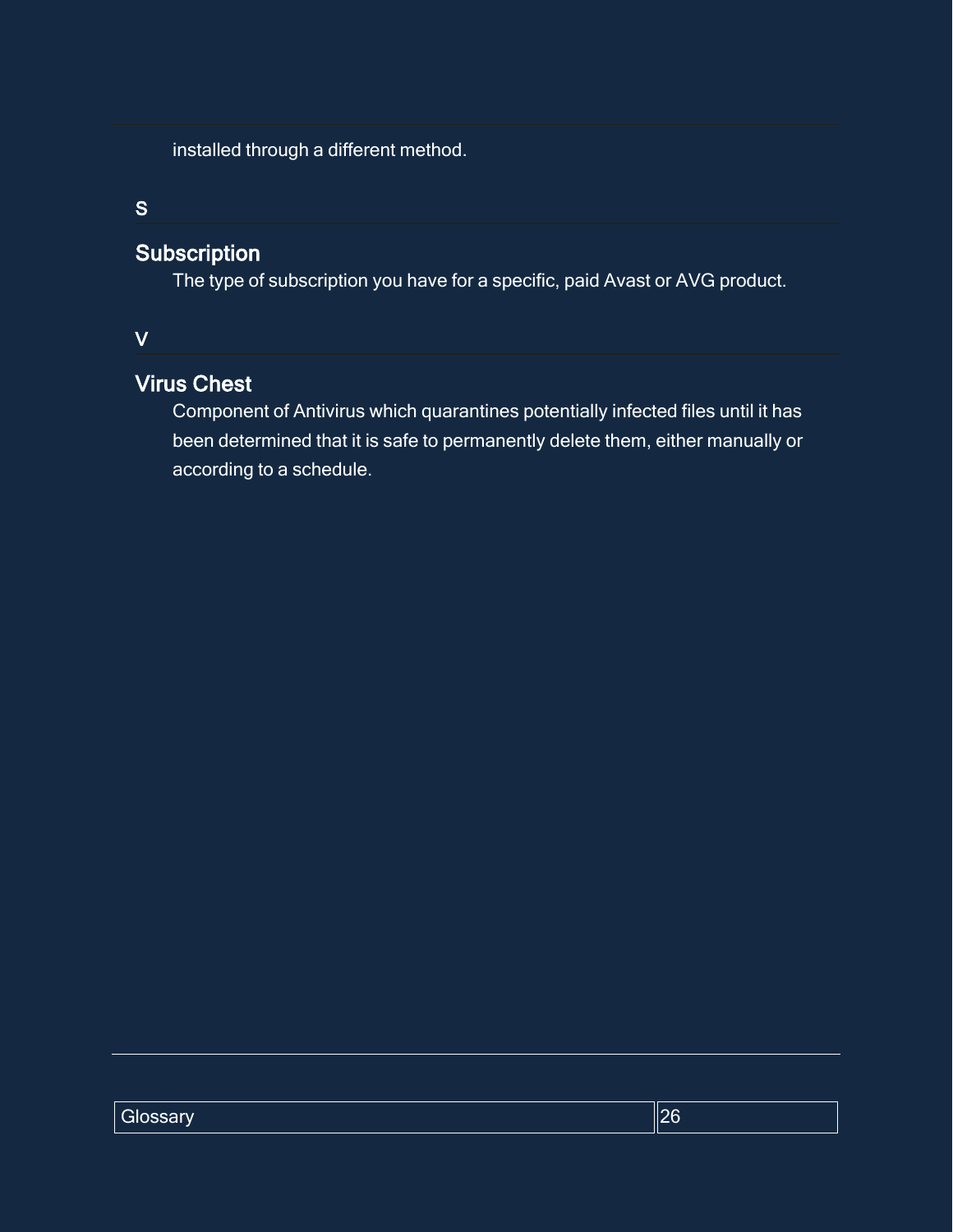installed through a different method.

## S

### Subscription

The type of subscription you have for a specific, paid Avast or AVG product.

## V

### Virus Chest

Component of Antivirus which quarantines potentially infected files until it has been determined that it is safe to permanently delete them, either manually or according to a schedule.